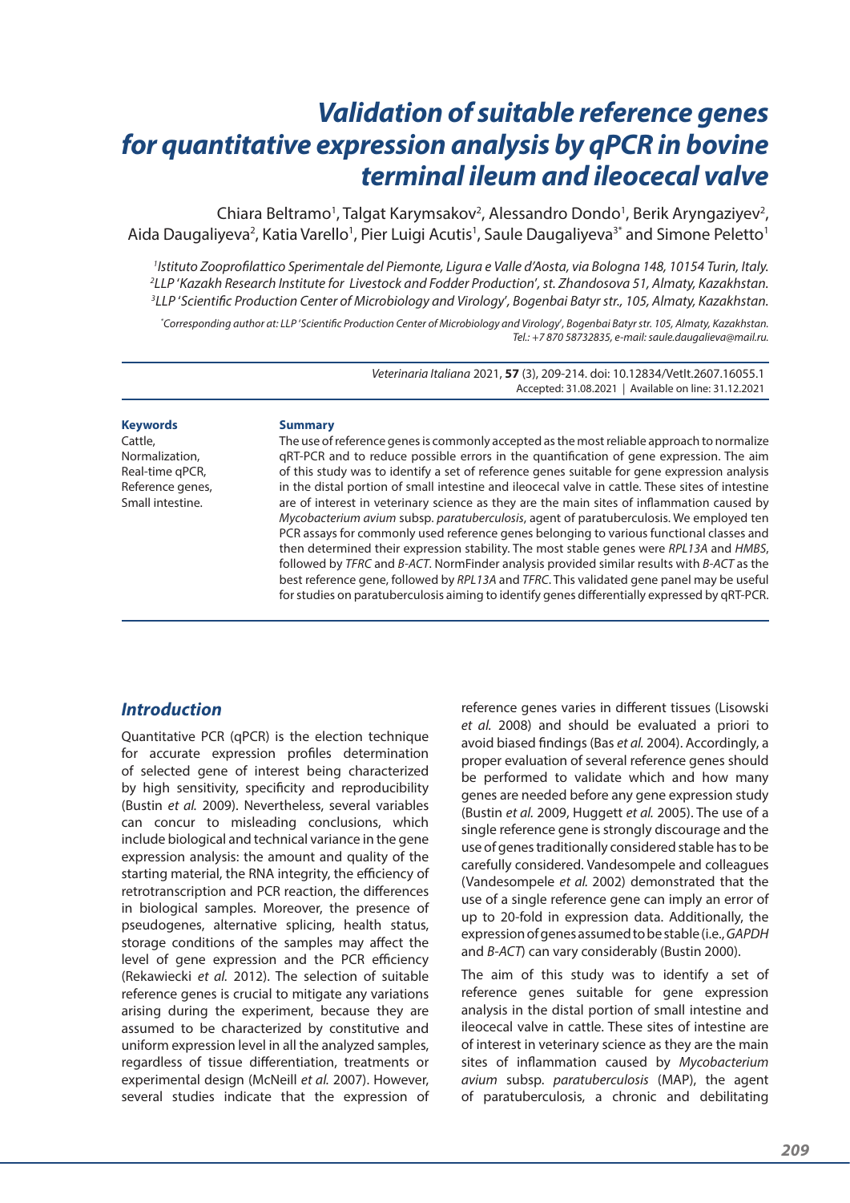# Validation of suitable reference genes for quantitative expression analysis by qPCR in bovine terminal ileum and ileocecal valve

Chiara Beltramo[1], Talgat Karymsakov[2], Alessandro Dondo[1], Berik Aryngaziyev[2], Aida Daugaliyeva[2], Katia Varello[1], Pier Luigi Acutis[1], Saule Daugaliyeva[3*] and Simone Peletto[1]

[1]*Istituto Zooprofilattico Sperimentale del Piemonte, Ligura e Valle d'Aosta, via Bologna 148, 10154 Turin, Italy.*
[2]*LLP 'Kazakh Research Institute for Livestock and Fodder Production', st. Zhandosova 51, Almaty, Kazakhstan.*
[3]*LLP 'Scientific Production Center of Microbiology and Virology', Bogenbai Batyr str., 105, Almaty, Kazakhstan.*

[*]*Corresponding author at: LLP 'Scientific Production Center of Microbiology and Virology', Bogenbai Batyr str. 105, Almaty, Kazakhstan. Tel.: +7 870 58732835, e-mail: saule.daugalieva@mail.ru.*

*Veterinaria Italiana* 2021, **57** (3), 209-214. doi: 10.12834/VetIt.2607.16055.1
Accepted: 31.08.2021 | Available on line: 31.12.2021

**Keywords**
Cattle,
Normalization,
Real-time qPCR,
Reference genes,
Small intestine.

**Summary**

The use of reference genes is commonly accepted as the most reliable approach to normalize qRT-PCR and to reduce possible errors in the quantification of gene expression. The aim of this study was to identify a set of reference genes suitable for gene expression analysis in the distal portion of small intestine and ileocecal valve in cattle. These sites of intestine are of interest in veterinary science as they are the main sites of inflammation caused by *Mycobacterium avium* subsp. *paratuberculosis*, agent of paratuberculosis. We employed ten PCR assays for commonly used reference genes belonging to various functional classes and then determined their expression stability. The most stable genes were *RPL13A* and *HMBS*, followed by *TFRC* and *B-ACT*. NormFinder analysis provided similar results with *B-ACT* as the best reference gene, followed by *RPL13A* and *TFRC*. This validated gene panel may be useful for studies on paratuberculosis aiming to identify genes differentially expressed by qRT-PCR.

## Introduction

Quantitative PCR (qPCR) is the election technique for accurate expression profiles determination of selected gene of interest being characterized by high sensitivity, specificity and reproducibility (Bustin *et al.* 2009). Nevertheless, several variables can concur to misleading conclusions, which include biological and technical variance in the gene expression analysis: the amount and quality of the starting material, the RNA integrity, the efficiency of retrotranscription and PCR reaction, the differences in biological samples. Moreover, the presence of pseudogenes, alternative splicing, health status, storage conditions of the samples may affect the level of gene expression and the PCR efficiency (Rekawiecki *et al.* 2012). The selection of suitable reference genes is crucial to mitigate any variations arising during the experiment, because they are assumed to be characterized by constitutive and uniform expression level in all the analyzed samples, regardless of tissue differentiation, treatments or experimental design (McNeill *et al.* 2007). However, several studies indicate that the expression of reference genes varies in different tissues (Lisowski *et al.* 2008) and should be evaluated a priori to avoid biased findings (Bas *et al.* 2004). Accordingly, a proper evaluation of several reference genes should be performed to validate which and how many genes are needed before any gene expression study (Bustin *et al.* 2009, Huggett *et al.* 2005). The use of a single reference gene is strongly discourage and the use of genes traditionally considered stable has to be carefully considered. Vandesompele and colleagues (Vandesompele *et al.* 2002) demonstrated that the use of a single reference gene can imply an error of up to 20-fold in expression data. Additionally, the expression of genes assumed to be stable (i.e., *GAPDH* and *B-ACT*) can vary considerably (Bustin 2000).

The aim of this study was to identify a set of reference genes suitable for gene expression analysis in the distal portion of small intestine and ileocecal valve in cattle. These sites of intestine are of interest in veterinary science as they are the main sites of inflammation caused by *Mycobacterium avium* subsp. *paratuberculosis* (MAP), the agent of paratuberculosis, a chronic and debilitating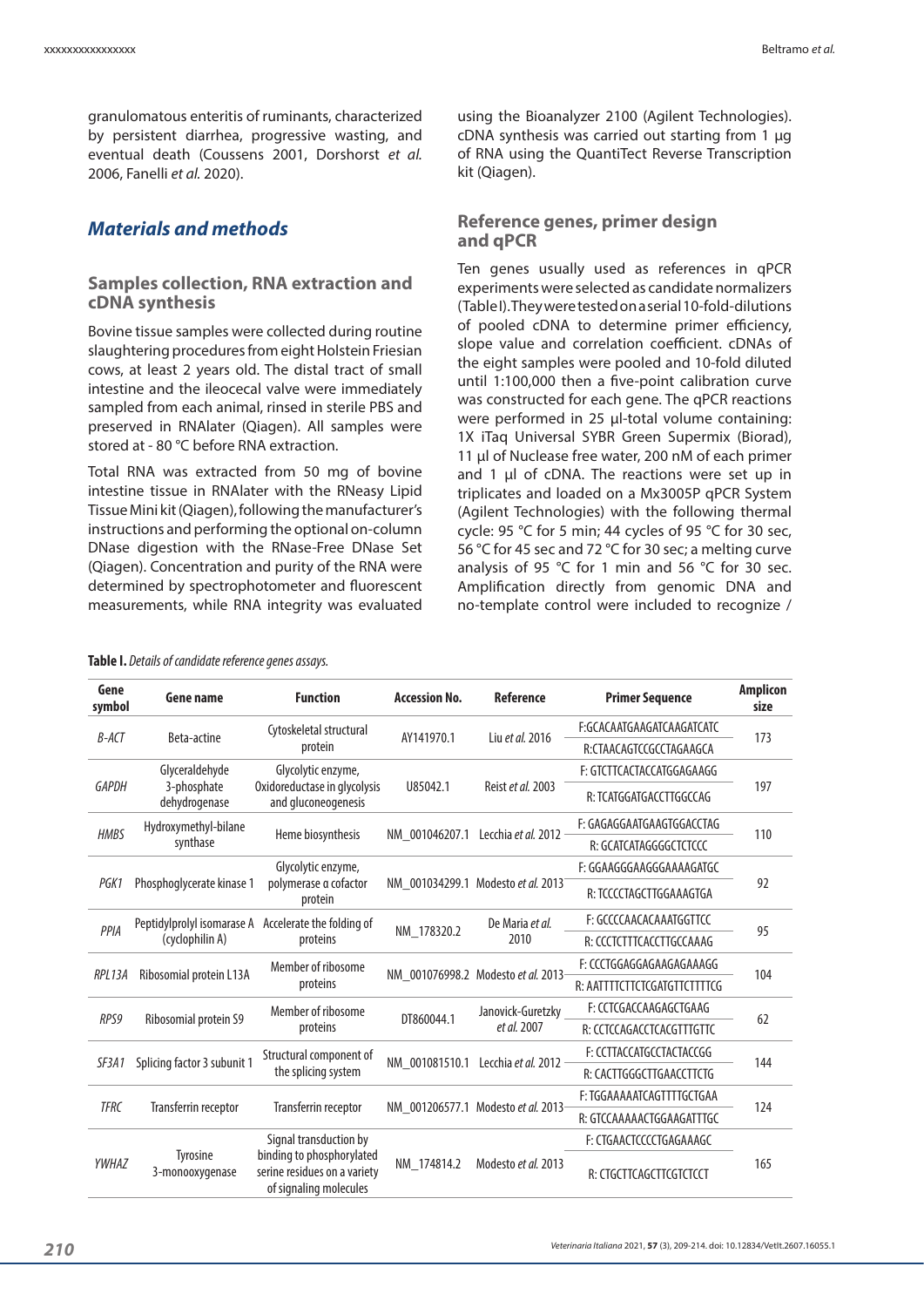granulomatous enteritis of ruminants, characterized by persistent diarrhea, progressive wasting, and eventual death (Coussens 2001, Dorshorst *et al.* 2006, Fanelli *et al.* 2020).

## Materials and methods

### Samples collection, RNA extraction and cDNA synthesis

Bovine tissue samples were collected during routine slaughtering procedures from eight Holstein Friesian cows, at least 2 years old. The distal tract of small intestine and the ileocecal valve were immediately sampled from each animal, rinsed in sterile PBS and preserved in RNAlater (Qiagen). All samples were stored at - 80 °C before RNA extraction.

Total RNA was extracted from 50 mg of bovine intestine tissue in RNAlater with the RNeasy Lipid Tissue Mini kit (Qiagen), following the manufacturer's instructions and performing the optional on-column DNase digestion with the RNase-Free DNase Set (Qiagen). Concentration and purity of the RNA were determined by spectrophotometer and fluorescent measurements, while RNA integrity was evaluated using the Bioanalyzer 2100 (Agilent Technologies). cDNA synthesis was carried out starting from 1 µg of RNA using the QuantiTect Reverse Transcription kit (Qiagen).

### Reference genes, primer design and qPCR

Ten genes usually used as references in qPCR experiments were selected as candidate normalizers (Table I). They were tested on a serial 10-fold-dilutions of pooled cDNA to determine primer efficiency, slope value and correlation coefficient. cDNAs of the eight samples were pooled and 10-fold diluted until 1:100,000 then a five-point calibration curve was constructed for each gene. The qPCR reactions were performed in 25 µl-total volume containing: 1X iTaq Universal SYBR Green Supermix (Biorad), 11 µl of Nuclease free water, 200 nM of each primer and 1 µl of cDNA. The reactions were set up in triplicates and loaded on a Mx3005P qPCR System (Agilent Technologies) with the following thermal cycle: 95 °C for 5 min; 44 cycles of 95 °C for 30 sec, 56 °C for 45 sec and 72 °C for 30 sec; a melting curve analysis of 95 °C for 1 min and 56 °C for 30 sec. Amplification directly from genomic DNA and no-template control were included to recognize /

**Table I.** *Details of candidate reference genes assays.*

| Gene symbol | Gene name | Function | Accession No. | Reference | Primer Sequence | Amplicon size |
|---|---|---|---|---|---|---|
| *B-ACT* | Beta-actine | Cytoskeletal structural protein | AY141970.1 | Liu *et al.* 2016 | F:GCACAATGAAGATCAAGATCATC | 173 |
| | | | | | R:CTAACAGTCCGCCTAGAAGCA | |
| *GAPDH* | Glyceraldehyde 3-phosphate dehydrogenase | Glycolytic enzyme, Oxidoreductase in glycolysis and gluconeogenesis | U85042.1 | Reist *et al.* 2003 | F: GTCTTCACTACCATGGAGAAGG | 197 |
| | | | | | R: TCATGGATGACCTTGGCCAG | |
| *HMBS* | Hydroxymethyl-bilane synthase | Heme biosynthesis | NM_001046207.1 | Lecchia *et al.* 2012 | F: GAGAGGAATGAAGTGGACCTAG | 110 |
| | | | | | R: GCATCATAGGGGCTCTCCC | |
| *PGK1* | Phosphoglycerate kinase 1 | Glycolytic enzyme, polymerase α cofactor protein | NM_001034299.1 | Modesto *et al.* 2013 | F: GGAAGGGAAGGGAAAAGATGC | 92 |
| | | | | | R: TCCCCTAGCTTGGAAAGTGA | |
| *PPIA* | Peptidylprolyl isomarase A (cyclophilin A) | Accelerate the folding of proteins | NM_178320.2 | De Maria *et al.* 2010 | F: GCCCCAACACAAATGGTTCC | 95 |
| | | | | | R: CCCTCTTTCACCTTGCCAAAG | |
| *RPL13A* | Ribosomial protein L13A | Member of ribosome proteins | NM_001076998.2 | Modesto *et al.* 2013 | F: CCCTGGAGGAGAAGAGGAAAGG | 104 |
| | | | | | R: AATTTTCTTCTCGATGTTCTTTTCG | |
| *RPS9* | Ribosomial protein S9 | Member of ribosome proteins | DT860044.1 | Janovick-Guretzky *et al.* 2007 | F: CCTCGACCAAGAGCTGAAG | 62 |
| | | | | | R: CCTCCAGACCTCACGTTTGTTC | |
| *SF3A1* | Splicing factor 3 subunit 1 | Structural component of the splicing system | NM_001081510.1 | Lecchia *et al.* 2012 | F: CCTTACCATGCCTACTACCGG | 144 |
| | | | | | R: CACTTGGGCTTGAACCTTCTG | |
| *TFRC* | Transferrin receptor | Transferrin receptor | NM_001206577.1 | Modesto *et al.* 2013 | F: TGGAAAAATCAGTTTTGCTGAA | 124 |
| | | | | | R: GTCCAAAAACTGGAAGATTTGC | |
| *YWHAZ* | Tyrosine 3-monooxygenase | Signal transduction by binding to phosphorylated serine residues on a variety of signaling molecules | NM_174814.2 | Modesto *et al.* 2013 | F: CTGAACTCCCCTGAGAAAGC | 165 |
| | | | | | R: CTGCTTCAGCTTCGTCTCCT | |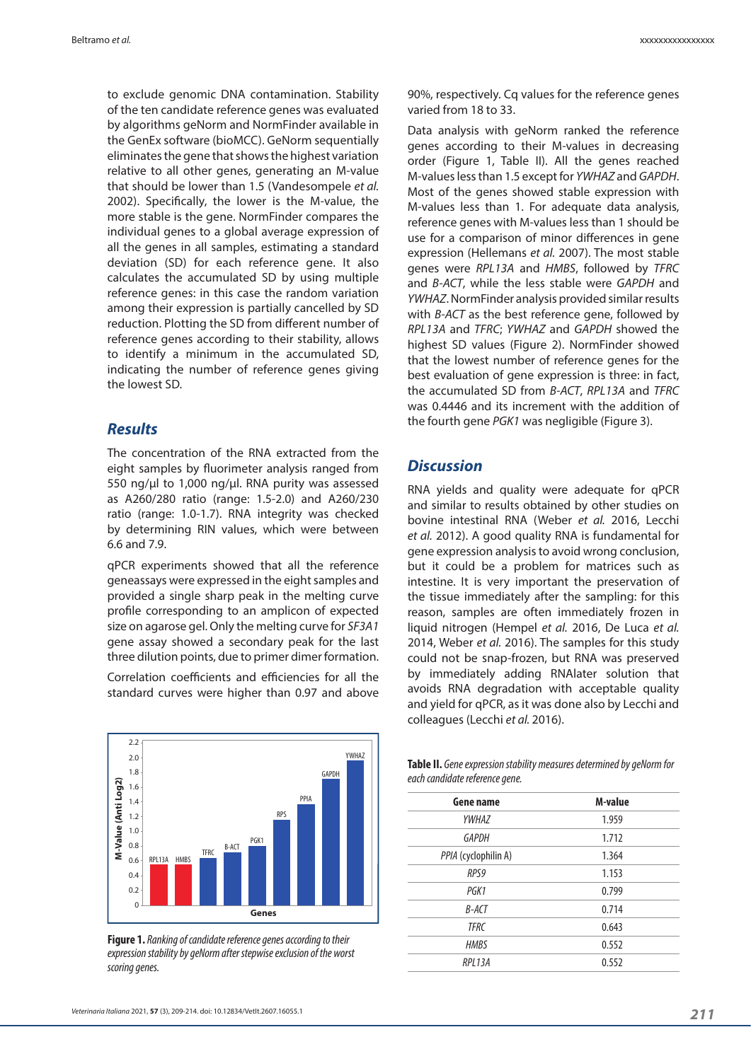to exclude genomic DNA contamination. Stability of the ten candidate reference genes was evaluated by algorithms geNorm and NormFinder available in the GenEx software (bioMCC). GeNorm sequentially eliminates the gene that shows the highest variation relative to all other genes, generating an M-value that should be lower than 1.5 (Vandesompele *et al.* 2002). Specifically, the lower is the M-value, the more stable is the gene. NormFinder compares the individual genes to a global average expression of all the genes in all samples, estimating a standard deviation (SD) for each reference gene. It also calculates the accumulated SD by using multiple reference genes: in this case the random variation among their expression is partially cancelled by SD reduction. Plotting the SD from different number of reference genes according to their stability, allows to identify a minimum in the accumulated SD, indicating the number of reference genes giving the lowest SD.

## Results

The concentration of the RNA extracted from the eight samples by fluorimeter analysis ranged from 550 ng/μl to 1,000 ng/μl. RNA purity was assessed as A260/280 ratio (range: 1.5-2.0) and A260/230 ratio (range: 1.0-1.7). RNA integrity was checked by determining RIN values, which were between 6.6 and 7.9.

qPCR experiments showed that all the reference geneassays were expressed in the eight samples and provided a single sharp peak in the melting curve profile corresponding to an amplicon of expected size on agarose gel. Only the melting curve for *SF3A1* gene assay showed a secondary peak for the last three dilution points, due to primer dimer formation.

Correlation coefficients and efficiencies for all the standard curves were higher than 0.97 and above 90%, respectively. Cq values for the reference genes varied from 18 to 33.

Data analysis with geNorm ranked the reference genes according to their M-values in decreasing order (Figure 1, Table II). All the genes reached M-values less than 1.5 except for *YWHAZ* and *GAPDH*. Most of the genes showed stable expression with M-values less than 1. For adequate data analysis, reference genes with M-values less than 1 should be use for a comparison of minor differences in gene expression (Hellemans *et al.* 2007). The most stable genes were *RPL13A* and *HMBS*, followed by *TFRC* and *B-ACT*, while the less stable were *GAPDH* and *YWHAZ*. NormFinder analysis provided similar results with *B-ACT* as the best reference gene, followed by *RPL13A* and *TFRC*; *YWHAZ* and *GAPDH* showed the highest SD values (Figure 2). NormFinder showed that the lowest number of reference genes for the best evaluation of gene expression is three: in fact, the accumulated SD from *B-ACT*, *RPL13A* and *TFRC* was 0.4446 and its increment with the addition of the fourth gene *PGK1* was negligible (Figure 3).

**Figure 1.** *Ranking of candidate reference genes according to their expression stability by geNorm after stepwise exclusion of the worst scoring genes.*

## Discussion

RNA yields and quality were adequate for qPCR and similar to results obtained by other studies on bovine intestinal RNA (Weber *et al.* 2016, Lecchi *et al.* 2012). A good quality RNA is fundamental for gene expression analysis to avoid wrong conclusion, but it could be a problem for matrices such as intestine. It is very important the preservation of the tissue immediately after the sampling: for this reason, samples are often immediately frozen in liquid nitrogen (Hempel *et al.* 2016, De Luca *et al.* 2014, Weber *et al.* 2016). The samples for this study could not be snap-frozen, but RNA was preserved by immediately adding RNAlater solution that avoids RNA degradation with acceptable quality and yield for qPCR, as it was done also by Lecchi and colleagues (Lecchi *et al.* 2016).

**Table II.** *Gene expression stability measures determined by geNorm for each candidate reference gene.*

| Gene name | M-value |
|---|---|
| *YWHAZ* | 1.959 |
| *GAPDH* | 1.712 |
| *PPIA* (cyclophilin A) | 1.364 |
| *RPS9* | 1.153 |
| *PGK1* | 0.799 |
| *B-ACT* | 0.714 |
| *TFRC* | 0.643 |
| *HMBS* | 0.552 |
| *RPL13A* | 0.552 |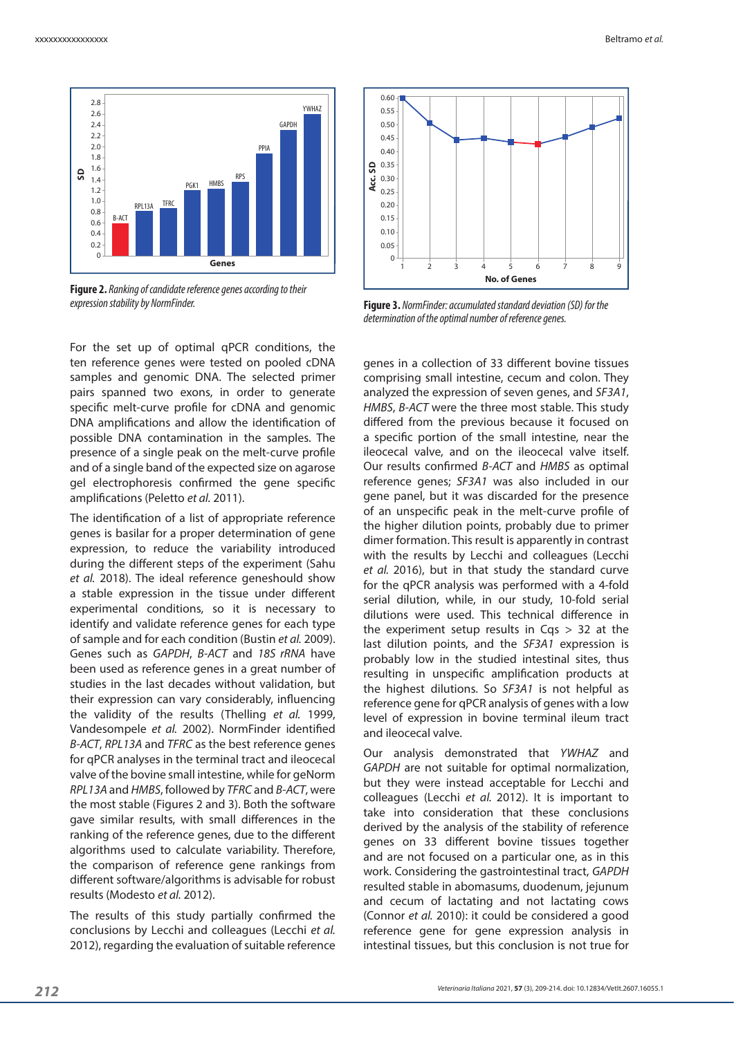**Figure 2.** *Ranking of candidate reference genes according to their expression stability by NormFinder.*

**Figure 3.** *NormFinder: accumulated standard deviation (SD) for the determination of the optimal number of reference genes.*

For the set up of optimal qPCR conditions, the ten reference genes were tested on pooled cDNA samples and genomic DNA. The selected primer pairs spanned two exons, in order to generate specific melt-curve profile for cDNA and genomic DNA amplifications and allow the identification of possible DNA contamination in the samples. The presence of a single peak on the melt-curve profile and of a single band of the expected size on agarose gel electrophoresis confirmed the gene specific amplifications (Peletto *et al.* 2011).

The identification of a list of appropriate reference genes is basilar for a proper determination of gene expression, to reduce the variability introduced during the different steps of the experiment (Sahu *et al.* 2018). The ideal reference geneshould show a stable expression in the tissue under different experimental conditions, so it is necessary to identify and validate reference genes for each type of sample and for each condition (Bustin *et al.* 2009). Genes such as *GAPDH*, *B-ACT* and *18S rRNA* have been used as reference genes in a great number of studies in the last decades without validation, but their expression can vary considerably, influencing the validity of the results (Thelling *et al.* 1999, Vandesompele *et al.* 2002). NormFinder identified *B-ACT*, *RPL13A* and *TFRC* as the best reference genes for qPCR analyses in the terminal tract and ileocecal valve of the bovine small intestine, while for geNorm *RPL13A* and *HMBS*, followed by *TFRC* and *B-ACT*, were the most stable (Figures 2 and 3). Both the software gave similar results, with small differences in the ranking of the reference genes, due to the different algorithms used to calculate variability. Therefore, the comparison of reference gene rankings from different software/algorithms is advisable for robust results (Modesto *et al.* 2012).

The results of this study partially confirmed the conclusions by Lecchi and colleagues (Lecchi *et al.* 2012), regarding the evaluation of suitable reference genes in a collection of 33 different bovine tissues comprising small intestine, cecum and colon. They analyzed the expression of seven genes, and *SF3A1*, *HMBS*, *B-ACT* were the three most stable. This study differed from the previous because it focused on a specific portion of the small intestine, near the ileocecal valve, and on the ileocecal valve itself. Our results confirmed *B-ACT* and *HMBS* as optimal reference genes; *SF3A1* was also included in our gene panel, but it was discarded for the presence of an unspecific peak in the melt-curve profile of the higher dilution points, probably due to primer dimer formation. This result is apparently in contrast with the results by Lecchi and colleagues (Lecchi *et al.* 2016), but in that study the standard curve for the qPCR analysis was performed with a 4-fold serial dilution, while, in our study, 10-fold serial dilutions were used. This technical difference in the experiment setup results in Cqs > 32 at the last dilution points, and the *SF3A1* expression is probably low in the studied intestinal sites, thus resulting in unspecific amplification products at the highest dilutions. So *SF3A1* is not helpful as reference gene for qPCR analysis of genes with a low level of expression in bovine terminal ileum tract and ileocecal valve.

Our analysis demonstrated that *YWHAZ* and *GAPDH* are not suitable for optimal normalization, but they were instead acceptable for Lecchi and colleagues (Lecchi *et al.* 2012). It is important to take into consideration that these conclusions derived by the analysis of the stability of reference genes on 33 different bovine tissues together and are not focused on a particular one, as in this work. Considering the gastrointestinal tract, *GAPDH* resulted stable in abomasums, duodenum, jejunum and cecum of lactating and not lactating cows (Connor *et al.* 2010): it could be considered a good reference gene for gene expression analysis in intestinal tissues, but this conclusion is not true for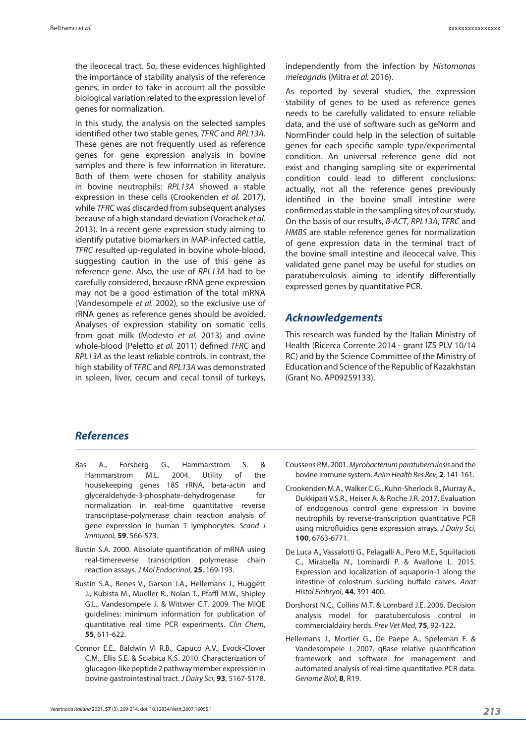the ileocecal tract. So, these evidences highlighted the importance of stability analysis of the reference genes, in order to take in account all the possible biological variation related to the expression level of genes for normalization.

In this study, the analysis on the selected samples identified other two stable genes, *TFRC* and *RPL13A*. These genes are not frequently used as reference genes for gene expression analysis in bovine samples and there is few information in literature. Both of them were chosen for stability analysis in bovine neutrophils: *RPL13A* showed a stable expression in these cells (Crookenden *et al.* 2017), while *TFRC* was discarded from subsequent analyses because of a high standard deviation (Vorachek *et al.* 2013). In a recent gene expression study aiming to identify putative biomarkers in MAP-infected cattle, *TFRC* resulted up-regulated in bovine whole-blood, suggesting caution in the use of this gene as reference gene. Also, the use of *RPL13A* had to be carefully considered, because rRNA gene expression may not be a good estimation of the total mRNA (Vandesompele *et al.* 2002), so the exclusive use of rRNA genes as reference genes should be avoided. Analyses of expression stability on somatic cells from goat milk (Modesto *et al.* 2013) and ovine whole-blood (Peletto *et al.* 2011) defined *TFRC* and *RPL13A* as the least reliable controls. In contrast, the high stability of *TFRC* and *RPL13A* was demonstrated in spleen, liver, cecum and cecal tonsil of turkeys, independently from the infection by *Histomonas meleagridis* (Mitra *et al.* 2016).

As reported by several studies, the expression stability of genes to be used as reference genes needs to be carefully validated to ensure reliable data, and the use of software such as geNorm and NormFinder could help in the selection of suitable genes for each specific sample type/experimental condition. An universal reference gene did not exist and changing sampling site or experimental condition could lead to different conclusions: actually, not all the reference genes previously identified in the bovine small intestine were confirmed as stable in the sampling sites of our study. On the basis of our results, *B-ACT*, *RPL13A*, *TFRC* and *HMBS* are stable reference genes for normalization of gene expression data in the terminal tract of the bovine small intestine and ileocecal valve. This validated gene panel may be useful for studies on paratuberculosis aiming to identify differentially expressed genes by quantitative PCR.

## Acknowledgements

This research was funded by the Italian Ministry of Health (Ricerca Corrente 2014 - grant IZS PLV 10/14 RC) and by the Science Committee of the Ministry of Education and Science of the Republic of Kazakhstan (Grant No. AP09259133).

## References

Bas A., Forsberg G., Hammarstrom S. & Hammarstrom M.L. 2004. Utility of the housekeeping genes 18S rRNA, beta-actin and glyceraldehyde-3-phosphate-dehydrogenase for normalization in real-time quantitative reverse transcriptase-polymerase chain reaction analysis of gene expression in human T lymphocytes. *Scand J Immunol*, **59**, 566-573.

Bustin S.A. 2000. Absolute quantification of mRNA using real-timereverse transcription polymerase chain reaction assays. *J Mol Endocrinol*, **25**, 169-193.

Bustin S.A., Benes V., Garson J.A., Hellemans J., Huggett J., Kubista M., Mueller R., Nolan T., Pfaffl M.W., Shipley G.L., Vandesompele J. & Wittwer C.T. 2009. The MIQE guidelines: minimum information for publication of quantitative real time PCR experiments. *Clin Chem*, **55**, 611-622.

Connor E.E., Baldwin VI R.B., Capuco A.V., Evock-Clover C.M., Ellis S.E. & Sciabica K.S. 2010. Characterization of glucagon-like peptide 2 pathway member expression in bovine gastrointestinal tract. *J Dairy Sci*, **93**, 5167-5178.

Coussens P.M. 2001. *Mycobacterium paratuberculosis* and the bovine immune system. *Anim Health Res Rev*, **2**, 141-161.

Crookenden M.A., Walker C.G., Kuhn-Sherlock B., Murray A., Dukkipati V.S.R., Heiser A. & Roche J.R. 2017. Evaluation of endogenous control gene expression in bovine neutrophils by reverse-transcription quantitative PCR using microfluidics gene expression arrays. *J Dairy Sci*, **100**, 6763-6771.

De Luca A., Vassalotti G., Pelagalli A., Pero M.E., Squillacioti C., Mirabella N., Lombardi P. & Avallone L. 2015. Expression and localization of aquaporin-1 along the intestine of colostrum suckling buffalo calves. *Anat Histol Embryol*, **44**, 391-400.

Dorshorst N.C., Collins M.T. & Lombard J.E. 2006. Decision analysis model for paratuberculosis control in commercialdairy herds. *Prev Vet Med*, **75**, 92-122.

Hellemans J., Mortier G., De Paepe A., Speleman F. & Vandesompele J. 2007. qBase relative quantification framework and software for management and automated analysis of real-time quantitative PCR data. *Genome Biol*, **8**, R19.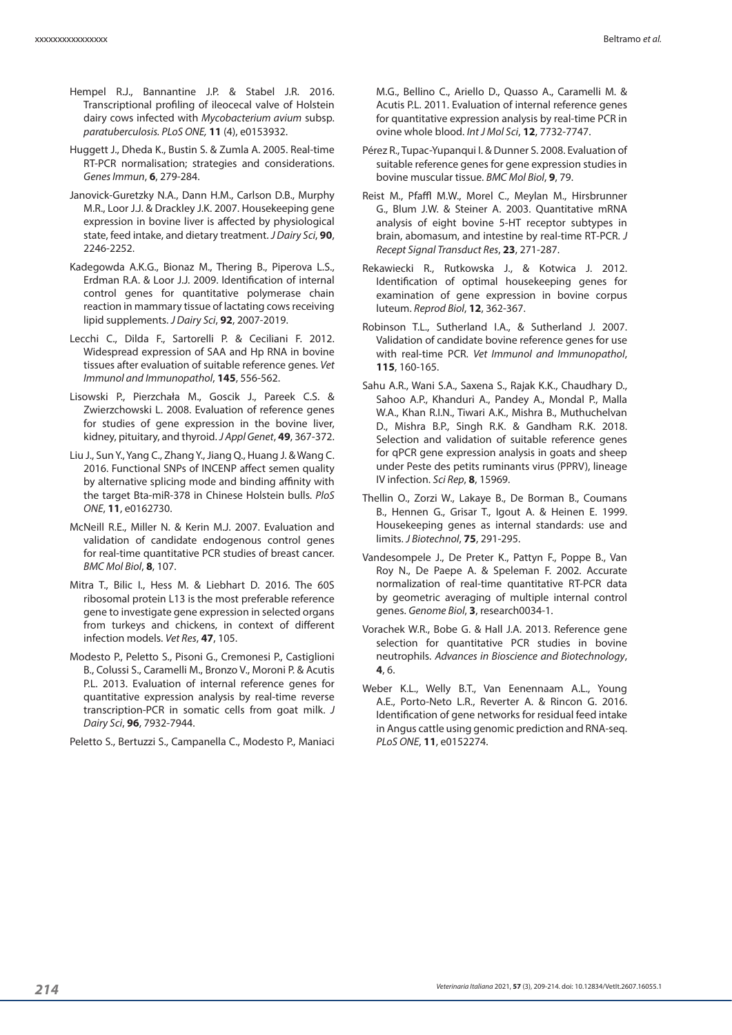Hempel R.J., Bannantine J.P. & Stabel J.R. 2016. Transcriptional profiling of ileocecal valve of Holstein dairy cows infected with *Mycobacterium avium* subsp. *paratuberculosis*. *PLoS ONE*, **11** (4), e0153932.

Huggett J., Dheda K., Bustin S. & Zumla A. 2005. Real-time RT-PCR normalisation; strategies and considerations. *Genes Immun*, **6**, 279-284.

Janovick-Guretzky N.A., Dann H.M., Carlson D.B., Murphy M.R., Loor J.J. & Drackley J.K. 2007. Housekeeping gene expression in bovine liver is affected by physiological state, feed intake, and dietary treatment. *J Dairy Sci*, **90**, 2246-2252.

Kadegowda A.K.G., Bionaz M., Thering B., Piperova L.S., Erdman R.A. & Loor J.J. 2009. Identification of internal control genes for quantitative polymerase chain reaction in mammary tissue of lactating cows receiving lipid supplements. *J Dairy Sci*, **92**, 2007-2019.

Lecchi C., Dilda F., Sartorelli P. & Ceciliani F. 2012. Widespread expression of SAA and Hp RNA in bovine tissues after evaluation of suitable reference genes. *Vet Immunol and Immunopathol*, **145**, 556-562.

Lisowski P., Pierzchała M., Goscik J., Pareek C.S. & Zwierzchowski L. 2008. Evaluation of reference genes for studies of gene expression in the bovine liver, kidney, pituitary, and thyroid. *J Appl Genet*, **49**, 367-372.

Liu J., Sun Y., Yang C., Zhang Y., Jiang Q., Huang J. & Wang C. 2016. Functional SNPs of INCENP affect semen quality by alternative splicing mode and binding affinity with the target Bta-miR-378 in Chinese Holstein bulls. *PloS ONE*, **11**, e0162730.

McNeill R.E., Miller N. & Kerin M.J. 2007. Evaluation and validation of candidate endogenous control genes for real-time quantitative PCR studies of breast cancer. *BMC Mol Biol*, **8**, 107.

Mitra T., Bilic I., Hess M. & Liebhart D. 2016. The 60S ribosomal protein L13 is the most preferable reference gene to investigate gene expression in selected organs from turkeys and chickens, in context of different infection models. *Vet Res*, **47**, 105.

Modesto P., Peletto S., Pisoni G., Cremonesi P., Castiglioni B., Colussi S., Caramelli M., Bronzo V., Moroni P. & Acutis P.L. 2013. Evaluation of internal reference genes for quantitative expression analysis by real-time reverse transcription-PCR in somatic cells from goat milk. *J Dairy Sci*, **96**, 7932-7944.

Peletto S., Bertuzzi S., Campanella C., Modesto P., Maniaci M.G., Bellino C., Ariello D., Quasso A., Caramelli M. & Acutis P.L. 2011. Evaluation of internal reference genes for quantitative expression analysis by real-time PCR in ovine whole blood. *Int J Mol Sci*, **12**, 7732-7747.

Pérez R., Tupac-Yupanqui I. & Dunner S. 2008. Evaluation of suitable reference genes for gene expression studies in bovine muscular tissue. *BMC Mol Biol*, **9**, 79.

Reist M., Pfaffl M.W., Morel C., Meylan M., Hirsbrunner G., Blum J.W. & Steiner A. 2003. Quantitative mRNA analysis of eight bovine 5-HT receptor subtypes in brain, abomasum, and intestine by real-time RT-PCR. *J Recept Signal Transduct Res*, **23**, 271-287.

Rekawiecki R., Rutkowska J., & Kotwica J. 2012. Identification of optimal housekeeping genes for examination of gene expression in bovine corpus luteum. *Reprod Biol*, **12**, 362-367.

Robinson T.L., Sutherland I.A., & Sutherland J. 2007. Validation of candidate bovine reference genes for use with real-time PCR. *Vet Immunol and Immunopathol*, **115**, 160-165.

Sahu A.R., Wani S.A., Saxena S., Rajak K.K., Chaudhary D., Sahoo A.P., Khanduri A., Pandey A., Mondal P., Malla W.A., Khan R.I.N., Tiwari A.K., Mishra B., Muthuchelvan D., Mishra B.P., Singh R.K. & Gandham R.K. 2018. Selection and validation of suitable reference genes for qPCR gene expression analysis in goats and sheep under Peste des petits ruminants virus (PPRV), lineage IV infection. *Sci Rep*, **8**, 15969.

Thellin O., Zorzi W., Lakaye B., De Borman B., Coumans B., Hennen G., Grisar T., Igout A. & Heinen E. 1999. Housekeeping genes as internal standards: use and limits. *J Biotechnol*, **75**, 291-295.

Vandesompele J., De Preter K., Pattyn F., Poppe B., Van Roy N., De Paepe A. & Speleman F. 2002. Accurate normalization of real-time quantitative RT-PCR data by geometric averaging of multiple internal control genes. *Genome Biol*, **3**, research0034-1.

Vorachek W.R., Bobe G. & Hall J.A. 2013. Reference gene selection for quantitative PCR studies in bovine neutrophils. *Advances in Bioscience and Biotechnology*, **4**, 6.

Weber K.L., Welly B.T., Van Eenennaam A.L., Young A.E., Porto-Neto L.R., Reverter A. & Rincon G. 2016. Identification of gene networks for residual feed intake in Angus cattle using genomic prediction and RNA-seq. *PLoS ONE*, **11**, e0152274.